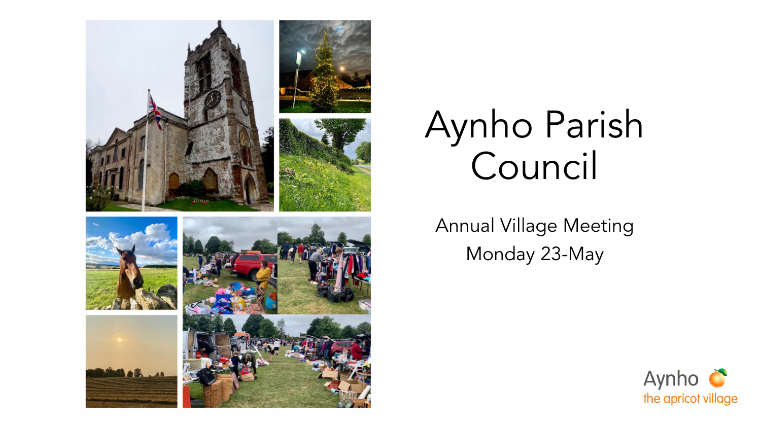# Aynho Parish Council

Annual Village Meeting

Monday 23-May

Aynho

the apricot village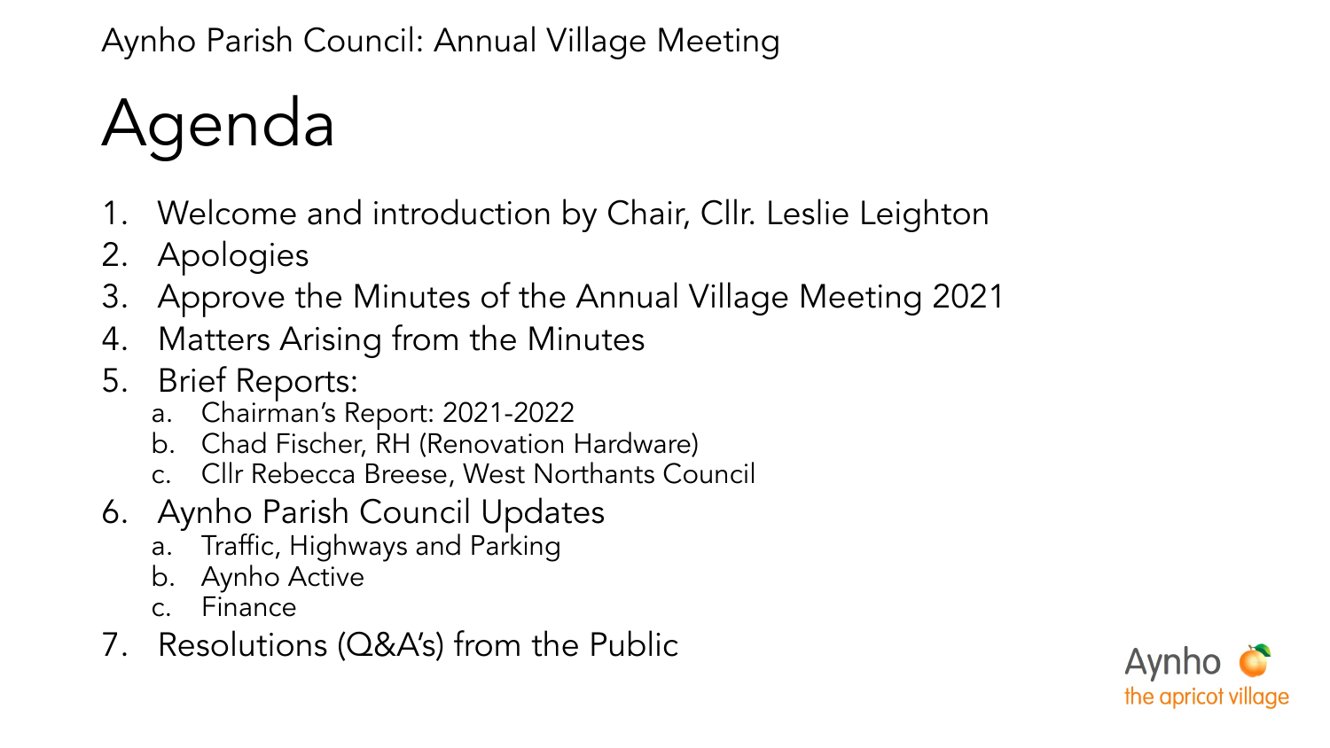Aynho Parish Council: Annual Village Meeting

# Agenda

1. Welcome and introduction by Chair, Cllr. Leslie Leighton
2. Apologies
3. Approve the Minutes of the Annual Village Meeting 2021
4. Matters Arising from the Minutes
5. Brief Reports:
    a. Chairman's Report: 2021-2022
    b. Chad Fischer, RH (Renovation Hardware)
    c. Cllr Rebecca Breese, West Northants Council
6. Aynho Parish Council Updates
    a. Traffic, Highways and Parking
    b. Aynho Active
    c. Finance
7. Resolutions (Q&A's) from the Public

Aynho
the apricot village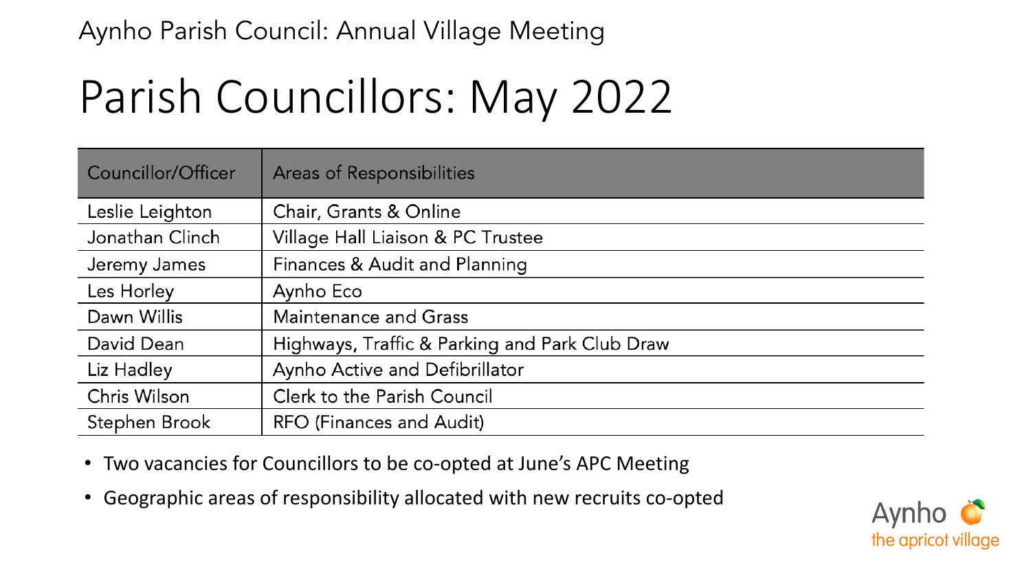Aynho Parish Council: Annual Village Meeting

# Parish Councillors: May 2022

| Councillor/Officer | Areas of Responsibilities |
| --- | --- |
| Leslie Leighton | Chair, Grants & Online |
| Jonathan Clinch | Village Hall Liaison & PC Trustee |
| Jeremy James | Finances & Audit and Planning |
| Les Horley | Aynho Eco |
| Dawn Willis | Maintenance and Grass |
| David Dean | Highways, Traffic & Parking and Park Club Draw |
| Liz Hadley | Aynho Active and Defibrillator |
| Chris Wilson | Clerk to the Parish Council |
| Stephen Brook | RFO (Finances and Audit) |

- Two vacancies for Councillors to be co-opted at June's APC Meeting
- Geographic areas of responsibility allocated with new recruits co-opted

Aynho
the apricot village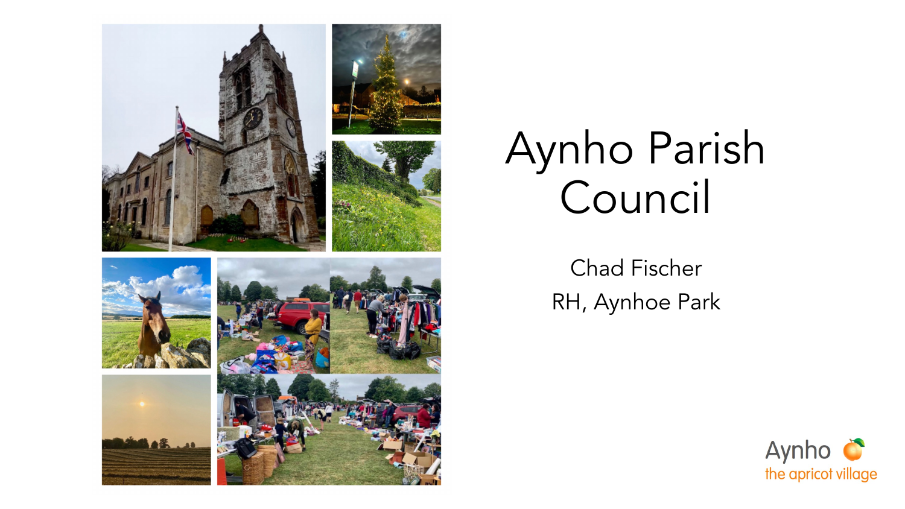# Aynho Parish Council

Chad Fischer

RH, Aynhoe Park

Aynho
the apricot village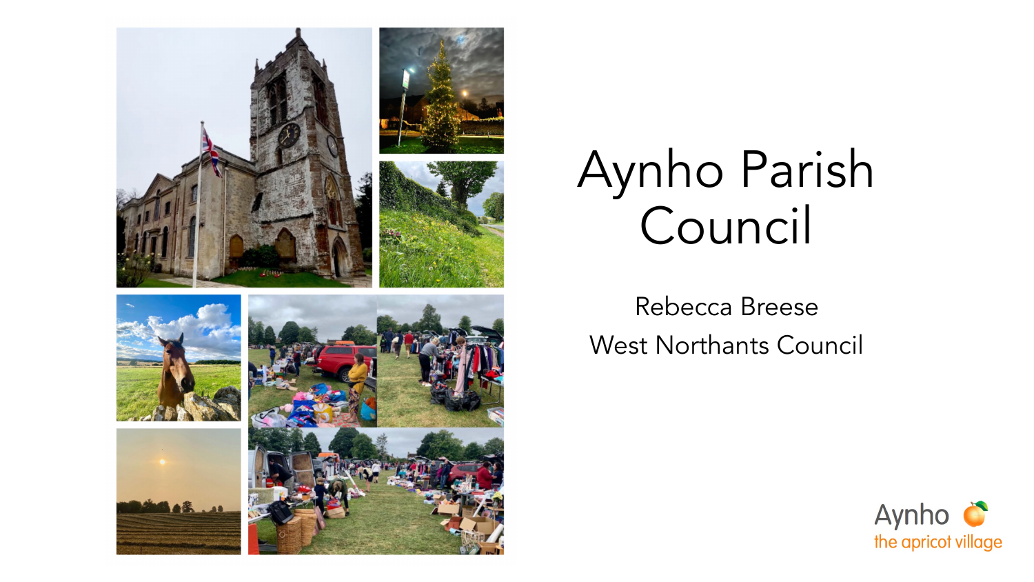# Aynho Parish Council

Rebecca Breese

West Northants Council

Aynho
the apricot village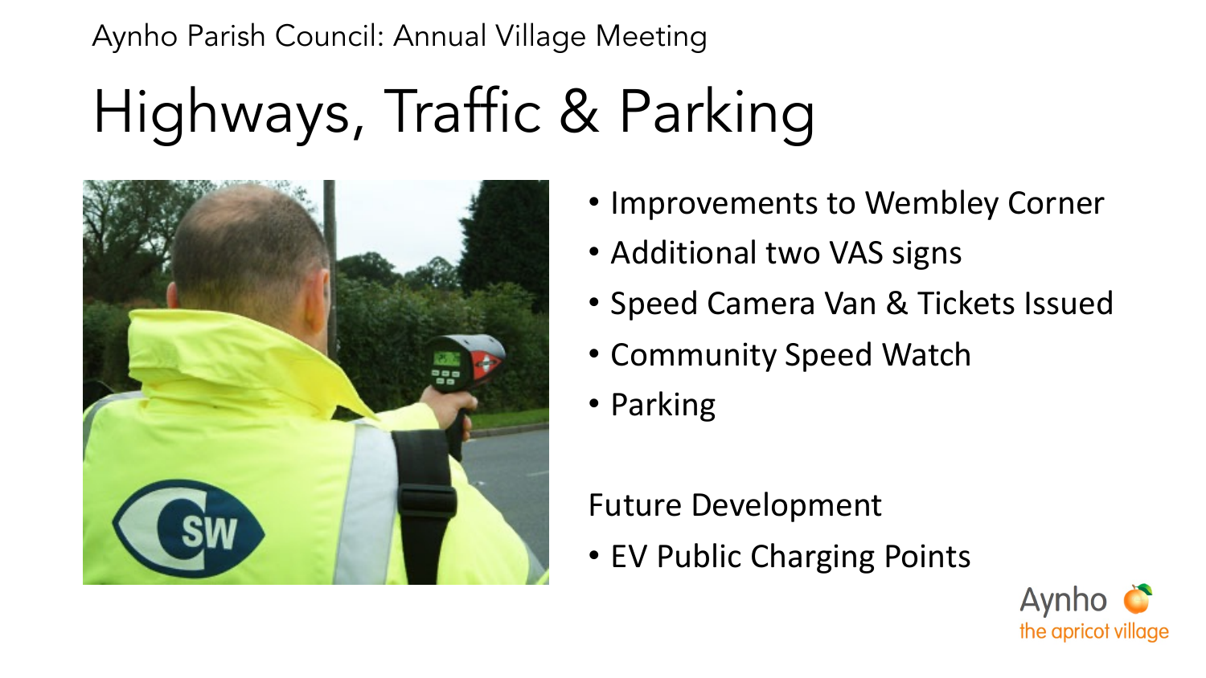Aynho Parish Council: Annual Village Meeting

# Highways, Traffic & Parking

- Improvements to Wembley Corner
- Additional two VAS signs
- Speed Camera Van & Tickets Issued
- Community Speed Watch
- Parking

Future Development

- EV Public Charging Points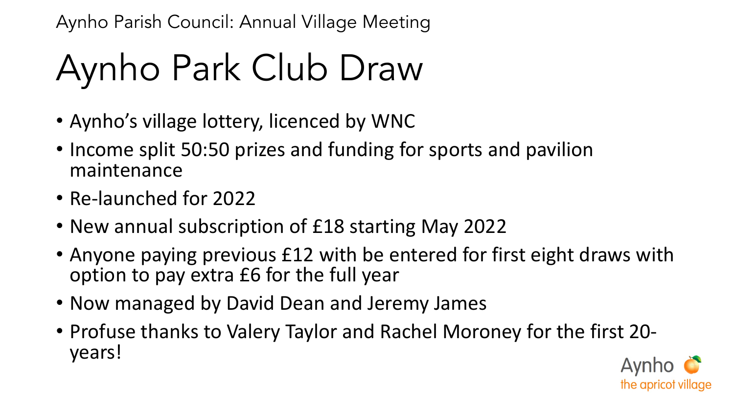Aynho Parish Council: Annual Village Meeting

# Aynho Park Club Draw

- Aynho's village lottery, licenced by WNC
- Income split 50:50 prizes and funding for sports and pavilion maintenance
- Re-launched for 2022
- New annual subscription of £18 starting May 2022
- Anyone paying previous £12 with be entered for first eight draws with option to pay extra £6 for the full year
- Now managed by David Dean and Jeremy James
- Profuse thanks to Valery Taylor and Rachel Moroney for the first 20-years!

Aynho
the apricot village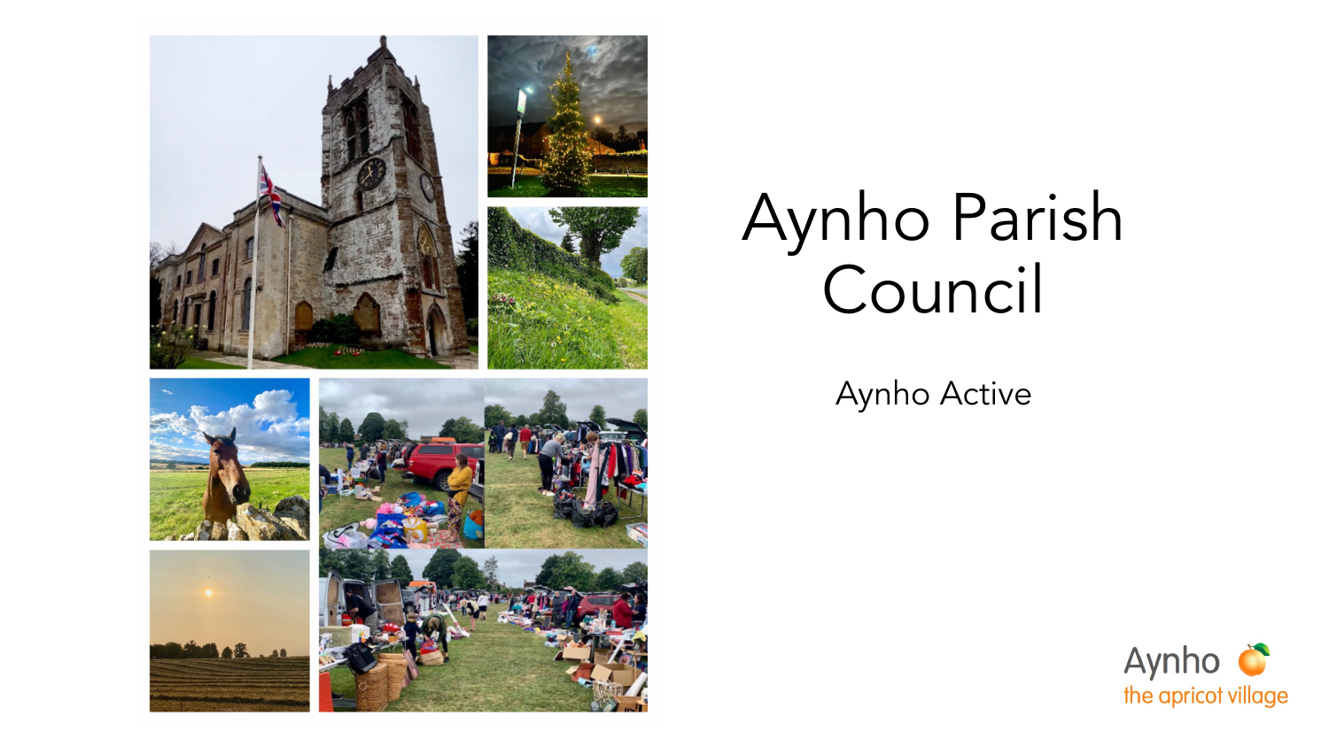# Aynho Parish Council

Aynho Active

Aynho
the apricot village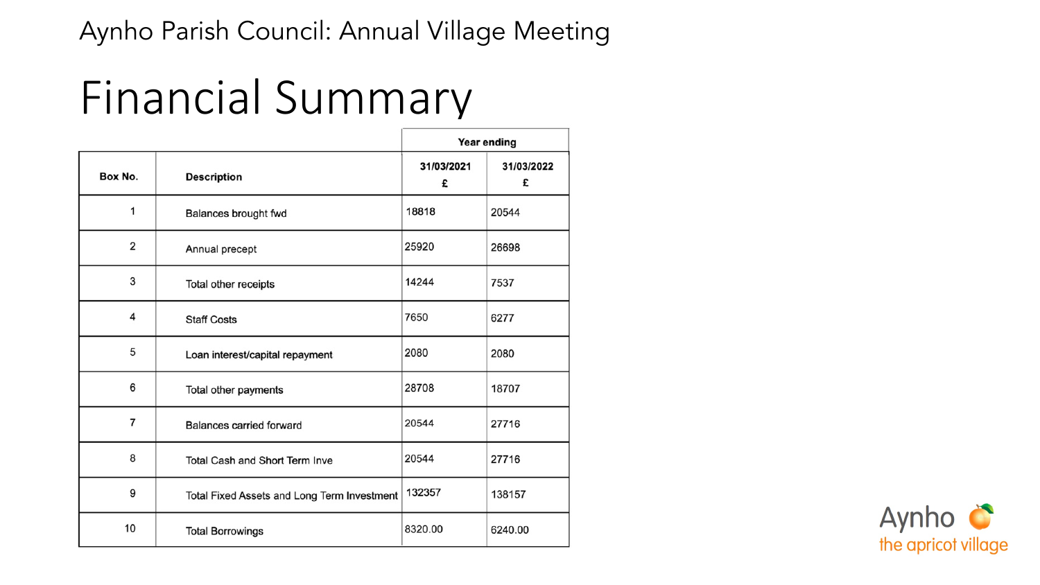Aynho Parish Council: Annual Village Meeting

# Financial Summary

| Box No. | Description | Year ending 31/03/2021 £ | Year ending 31/03/2022 £ |
|---|---|---|---|
| 1 | Balances brought fwd | 18818 | 20544 |
| 2 | Annual precept | 25920 | 26698 |
| 3 | Total other receipts | 14244 | 7537 |
| 4 | Staff Costs | 7650 | 6277 |
| 5 | Loan interest/capital repayment | 2080 | 2080 |
| 6 | Total other payments | 28708 | 18707 |
| 7 | Balances carried forward | 20544 | 27716 |
| 8 | Total Cash and Short Term Inve | 20544 | 27716 |
| 9 | Total Fixed Assets and Long Term Investment | 132357 | 138157 |
| 10 | Total Borrowings | 8320.00 | 6240.00 |

Aynho the apricot village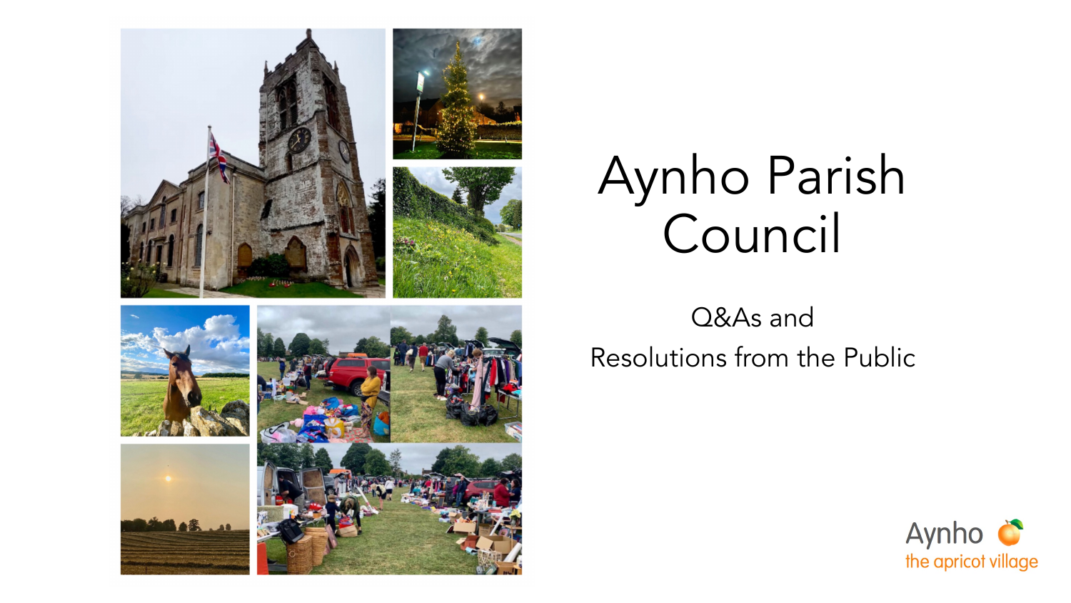# Aynho Parish Council

Q&As and

Resolutions from the Public

Aynho

the apricot village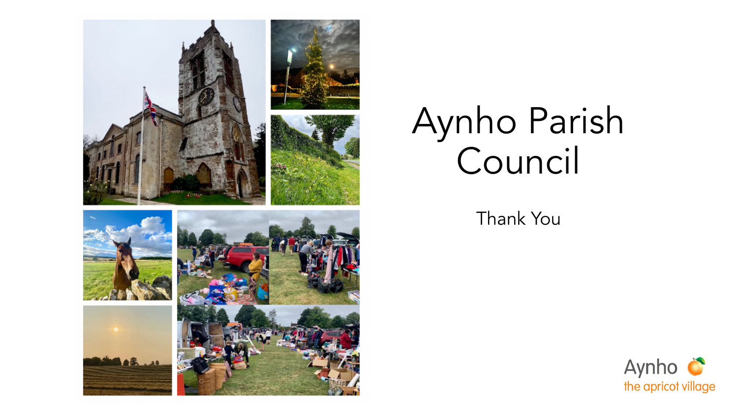# Aynho Parish Council

Thank You

Aynho
the apricot village